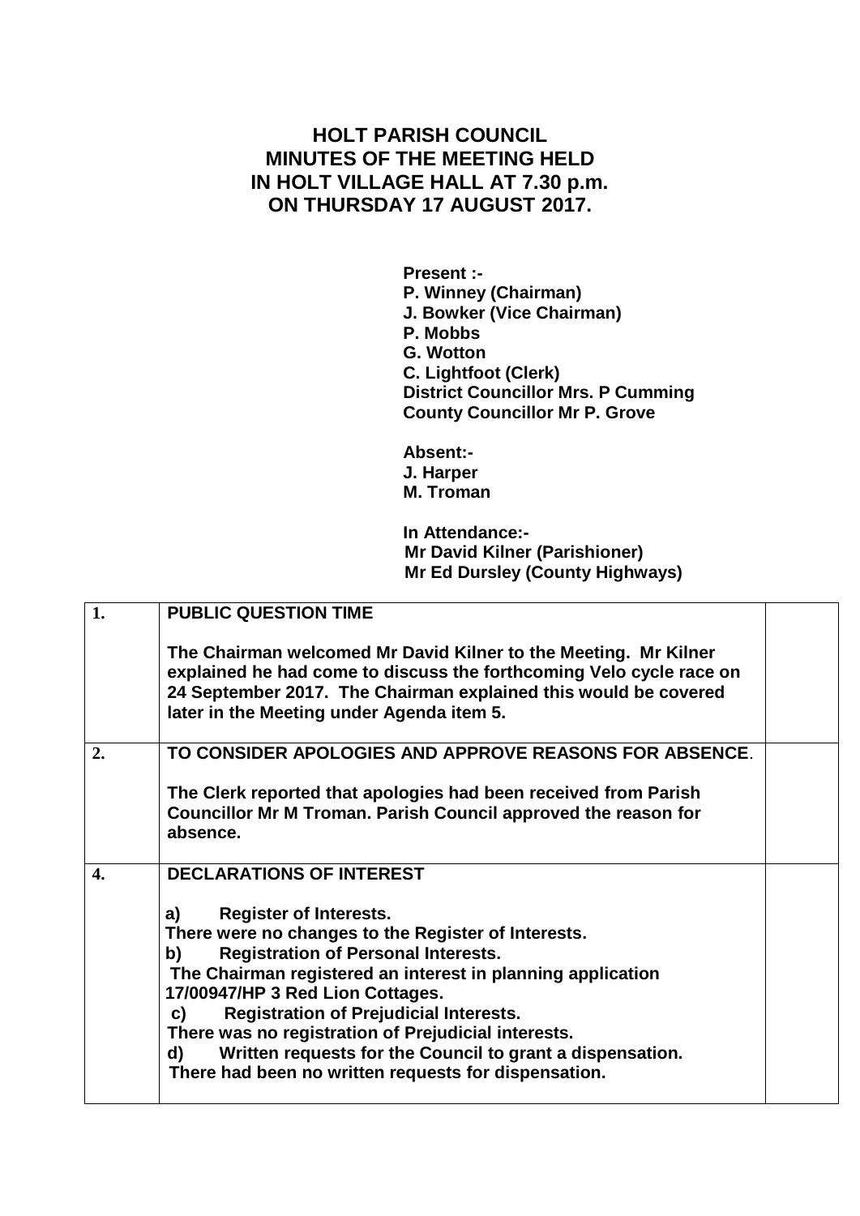# HOLT PARISH COUNCIL
# MINUTES OF THE MEETING HELD
# IN HOLT VILLAGE HALL AT 7.30 p.m.
# ON THURSDAY 17 AUGUST 2017.

**Present :-**
**P. Winney (Chairman)**
**J. Bowker (Vice Chairman)**
**P. Mobbs**
**G. Wotton**
**C. Lightfoot (Clerk)**
**District Councillor Mrs. P Cumming**
**County Councillor Mr P. Grove**

**Absent:-**
**J. Harper**
**M. Troman**

**In Attendance:-**
**Mr David Kilner (Parishioner)**
**Mr Ed Dursley (County Highways)**

| | | |
|---|---|---|
| **1.** | **PUBLIC QUESTION TIME**<br><br>**The Chairman welcomed Mr David Kilner to the Meeting. Mr Kilner explained he had come to discuss the forthcoming Velo cycle race on 24 September 2017. The Chairman explained this would be covered later in the Meeting under Agenda item 5.** | |
| **2.** | **TO CONSIDER APOLOGIES AND APPROVE REASONS FOR ABSENCE.**<br><br>**The Clerk reported that apologies had been received from Parish Councillor Mr M Troman. Parish Council approved the reason for absence.** | |
| **4.** | **DECLARATIONS OF INTEREST**<br><br>**a) Register of Interests.**<br>**There were no changes to the Register of Interests.**<br>**b) Registration of Personal Interests.**<br>**The Chairman registered an interest in planning application 17/00947/HP 3 Red Lion Cottages.**<br>**c) Registration of Prejudicial Interests.**<br>**There was no registration of Prejudicial interests.**<br>**d) Written requests for the Council to grant a dispensation.**<br>**There had been no written requests for dispensation.** | |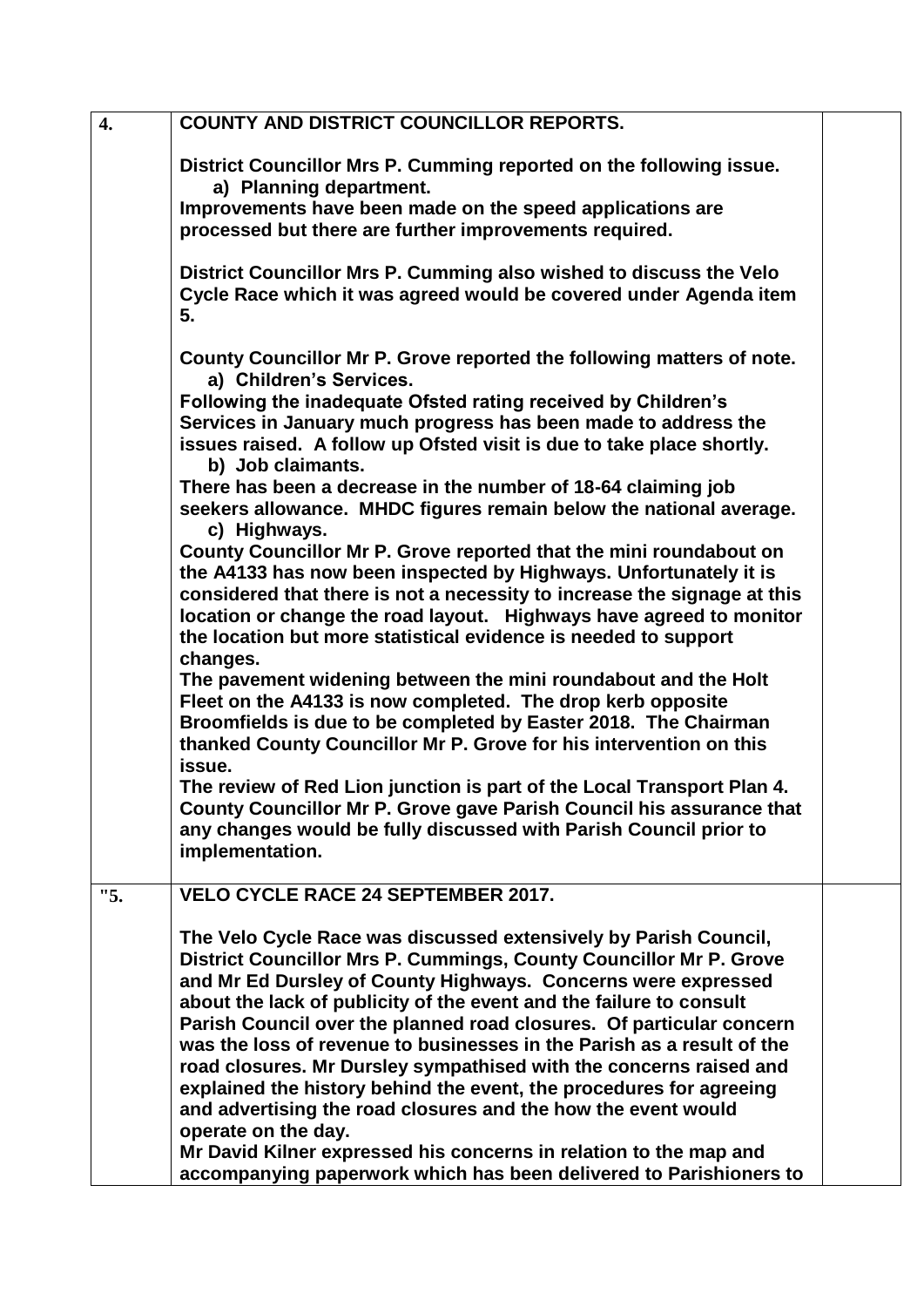| | | |
|---|---|---|
| **4.** | **COUNTY AND DISTRICT COUNCILLOR REPORTS.**<br><br>**District Councillor Mrs P. Cumming reported on the following issue.**<br>**a) Planning department.**<br>**Improvements have been made on the speed applications are processed but there are further improvements required.**<br><br>**District Councillor Mrs P. Cumming also wished to discuss the Velo Cycle Race which it was agreed would be covered under Agenda item 5.**<br><br>**County Councillor Mr P. Grove reported the following matters of note.**<br>**a) Children's Services.**<br>**Following the inadequate Ofsted rating received by Children's Services in January much progress has been made to address the issues raised. A follow up Ofsted visit is due to take place shortly.**<br>**b) Job claimants.**<br>**There has been a decrease in the number of 18-64 claiming job seekers allowance. MHDC figures remain below the national average.**<br>**c) Highways.**<br>**County Councillor Mr P. Grove reported that the mini roundabout on the A4133 has now been inspected by Highways. Unfortunately it is considered that there is not a necessity to increase the signage at this location or change the road layout. Highways have agreed to monitor the location but more statistical evidence is needed to support changes.**<br>**The pavement widening between the mini roundabout and the Holt Fleet on the A4133 is now completed. The drop kerb opposite Broomfields is due to be completed by Easter 2018. The Chairman thanked County Councillor Mr P. Grove for his intervention on this issue.**<br>**The review of Red Lion junction is part of the Local Transport Plan 4. County Councillor Mr P. Grove gave Parish Council his assurance that any changes would be fully discussed with Parish Council prior to implementation.** | |
| **"5.** | **VELO CYCLE RACE 24 SEPTEMBER 2017.**<br><br>**The Velo Cycle Race was discussed extensively by Parish Council, District Councillor Mrs P. Cummings, County Councillor Mr P. Grove and Mr Ed Dursley of County Highways. Concerns were expressed about the lack of publicity of the event and the failure to consult Parish Council over the planned road closures. Of particular concern was the loss of revenue to businesses in the Parish as a result of the road closures. Mr Dursley sympathised with the concerns raised and explained the history behind the event, the procedures for agreeing and advertising the road closures and the how the event would operate on the day.**<br>**Mr David Kilner expressed his concerns in relation to the map and accompanying paperwork which has been delivered to Parishioners to** | |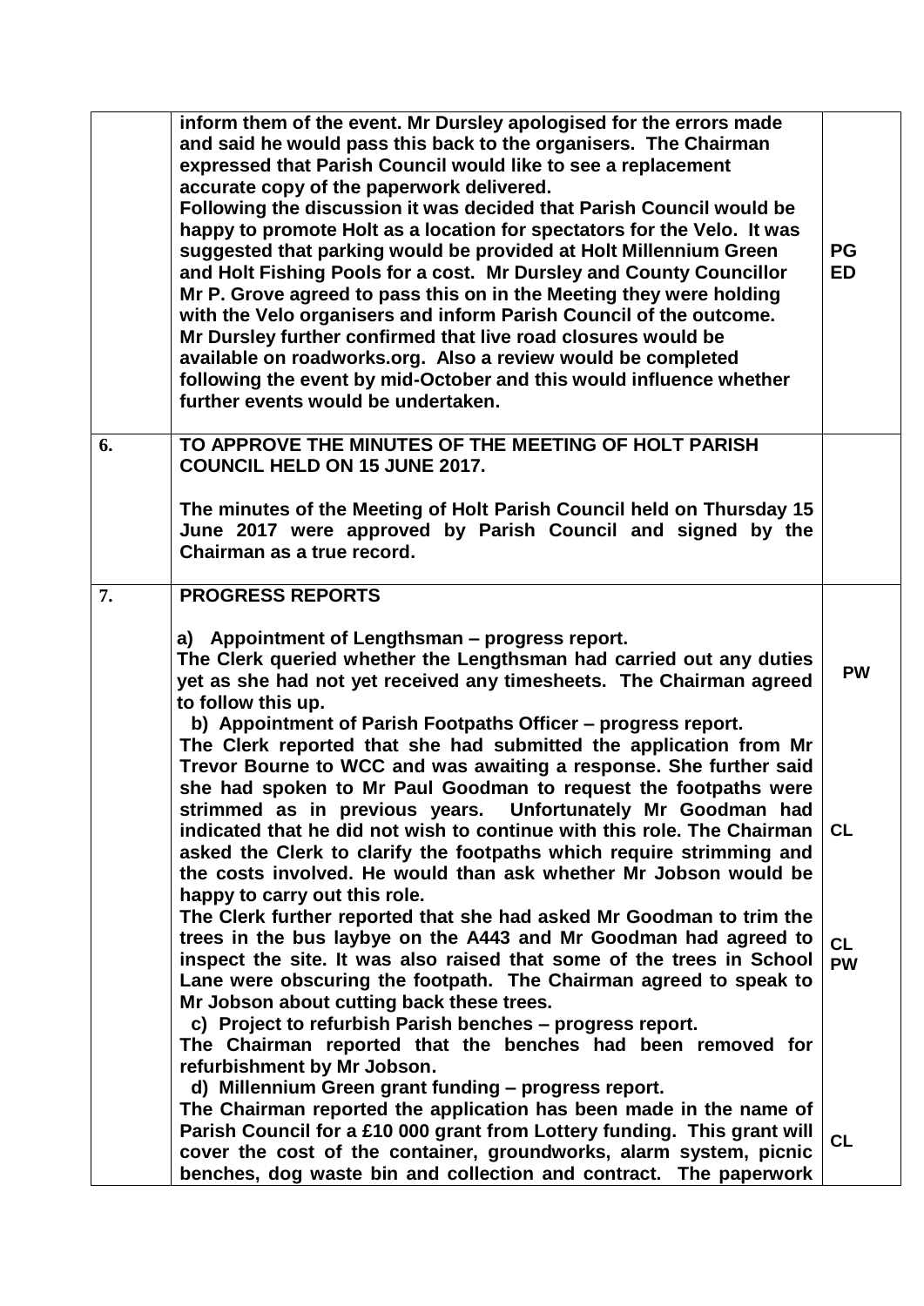| | | |
|---|---|---|
| | **inform them of the event. Mr Dursley apologised for the errors made and said he would pass this back to the organisers. The Chairman expressed that Parish Council would like to see a replacement accurate copy of the paperwork delivered.**<br>**Following the discussion it was decided that Parish Council would be happy to promote Holt as a location for spectators for the Velo. It was suggested that parking would be provided at Holt Millennium Green and Holt Fishing Pools for a cost. Mr Dursley and County Councillor Mr P. Grove agreed to pass this on in the Meeting they were holding with the Velo organisers and inform Parish Council of the outcome. Mr Dursley further confirmed that live road closures would be available on roadworks.org. Also a review would be completed following the event by mid-October and this would influence whether further events would be undertaken.** | **PG**<br>**ED** |
| **6.** | **TO APPROVE THE MINUTES OF THE MEETING OF HOLT PARISH COUNCIL HELD ON 15 JUNE 2017.**<br><br>**The minutes of the Meeting of Holt Parish Council held on Thursday 15 June 2017 were approved by Parish Council and signed by the Chairman as a true record.** | |
| **7.** | **PROGRESS REPORTS**<br><br>**a) Appointment of Lengthsman – progress report.**<br>**The Clerk queried whether the Lengthsman had carried out any duties yet as she had not yet received any timesheets. The Chairman agreed to follow this up.**<br>**b) Appointment of Parish Footpaths Officer – progress report.**<br>**The Clerk reported that she had submitted the application from Mr Trevor Bourne to WCC and was awaiting a response. She further said she had spoken to Mr Paul Goodman to request the footpaths were strimmed as in previous years. Unfortunately Mr Goodman had indicated that he did not wish to continue with this role. The Chairman asked the Clerk to clarify the footpaths which require strimming and the costs involved. He would than ask whether Mr Jobson would be happy to carry out this role.**<br>**The Clerk further reported that she had asked Mr Goodman to trim the trees in the bus laybye on the A443 and Mr Goodman had agreed to inspect the site. It was also raised that some of the trees in School Lane were obscuring the footpath. The Chairman agreed to speak to Mr Jobson about cutting back these trees.**<br>**c) Project to refurbish Parish benches – progress report.**<br>**The Chairman reported that the benches had been removed for refurbishment by Mr Jobson.**<br>**d) Millennium Green grant funding – progress report.**<br>**The Chairman reported the application has been made in the name of Parish Council for a £10 000 grant from Lottery funding. This grant will cover the cost of the container, groundworks, alarm system, picnic benches, dog waste bin and collection and contract. The paperwork** | **PW**<br><br>**CL**<br><br>**CL**<br>**PW**<br><br>**CL** |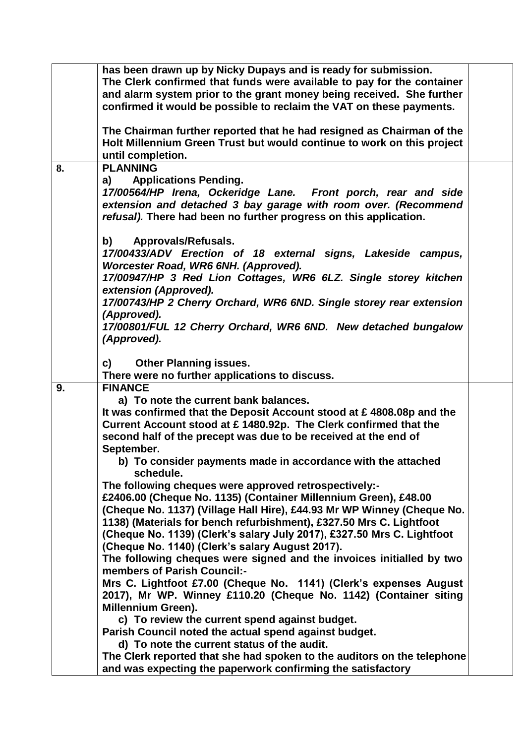| | | |
|---|---|---|
| | **has been drawn up by Nicky Dupays and is ready for submission.**<br>**The Clerk confirmed that funds were available to pay for the container and alarm system prior to the grant money being received. She further confirmed it would be possible to reclaim the VAT on these payments.**<br><br>**The Chairman further reported that he had resigned as Chairman of the Holt Millennium Green Trust but would continue to work on this project until completion.** | |
| **8.** | **PLANNING**<br>**a) Applications Pending.**<br>***17/00564/HP Irena, Ockeridge Lane. Front porch, rear and side extension and detached 3 bay garage with room over. (Recommend refusal).*** **There had been no further progress on this application.**<br><br>**b) Approvals/Refusals.**<br>***17/00433/ADV Erection of 18 external signs, Lakeside campus, Worcester Road, WR6 6NH. (Approved).***<br>***17/00947/HP 3 Red Lion Cottages, WR6 6LZ. Single storey kitchen extension (Approved).***<br>***17/00743/HP 2 Cherry Orchard, WR6 6ND. Single storey rear extension (Approved).***<br>***17/00801/FUL 12 Cherry Orchard, WR6 6ND. New detached bungalow (Approved).***<br><br>**c) Other Planning issues.**<br>**There were no further applications to discuss.** | |
| **9.** | **FINANCE**<br>**a) To note the current bank balances.**<br>**It was confirmed that the Deposit Account stood at £ 4808.08p and the Current Account stood at £ 1480.92p. The Clerk confirmed that the second half of the precept was due to be received at the end of September.**<br>**b) To consider payments made in accordance with the attached schedule.**<br>**The following cheques were approved retrospectively:-**<br>**£2406.00 (Cheque No. 1135) (Container Millennium Green), £48.00 (Cheque No. 1137) (Village Hall Hire), £44.93 Mr WP Winney (Cheque No. 1138) (Materials for bench refurbishment), £327.50 Mrs C. Lightfoot (Cheque No. 1139) (Clerk's salary July 2017), £327.50 Mrs C. Lightfoot (Cheque No. 1140) (Clerk's salary August 2017).**<br>**The following cheques were signed and the invoices initialled by two members of Parish Council:-**<br>**Mrs C. Lightfoot £7.00 (Cheque No. 1141) (Clerk's expenses August 2017), Mr WP. Winney £110.20 (Cheque No. 1142) (Container siting Millennium Green).**<br>**c) To review the current spend against budget.**<br>**Parish Council noted the actual spend against budget.**<br>**d) To note the current status of the audit.**<br>**The Clerk reported that she had spoken to the auditors on the telephone and was expecting the paperwork confirming the satisfactory** | |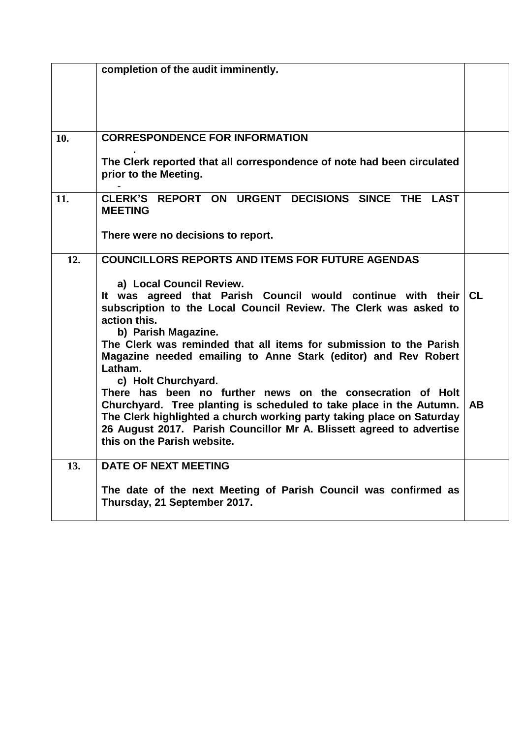| | | |
|---|---|---|
| | **completion of the audit imminently.** | |
| **10.** | **CORRESPONDENCE FOR INFORMATION**<br><br>**The Clerk reported that all correspondence of note had been circulated prior to the Meeting.** | |
| **11.** | **CLERK'S REPORT ON URGENT DECISIONS SINCE THE LAST MEETING**<br><br>**There were no decisions to report.** | |
| **12.** | **COUNCILLORS REPORTS AND ITEMS FOR FUTURE AGENDAS**<br><br>**a) Local Council Review.**<br>**It was agreed that Parish Council would continue with their subscription to the Local Council Review. The Clerk was asked to action this.**<br>**b) Parish Magazine.**<br>**The Clerk was reminded that all items for submission to the Parish Magazine needed emailing to Anne Stark (editor) and Rev Robert Latham.**<br>**c) Holt Churchyard.**<br>**There has been no further news on the consecration of Holt Churchyard. Tree planting is scheduled to take place in the Autumn. The Clerk highlighted a church working party taking place on Saturday 26 August 2017. Parish Councillor Mr A. Blissett agreed to advertise this on the Parish website.** | **CL**<br><br><br><br><br><br><br>**AB** |
| **13.** | **DATE OF NEXT MEETING**<br><br>**The date of the next Meeting of Parish Council was confirmed as Thursday, 21 September 2017.** | |